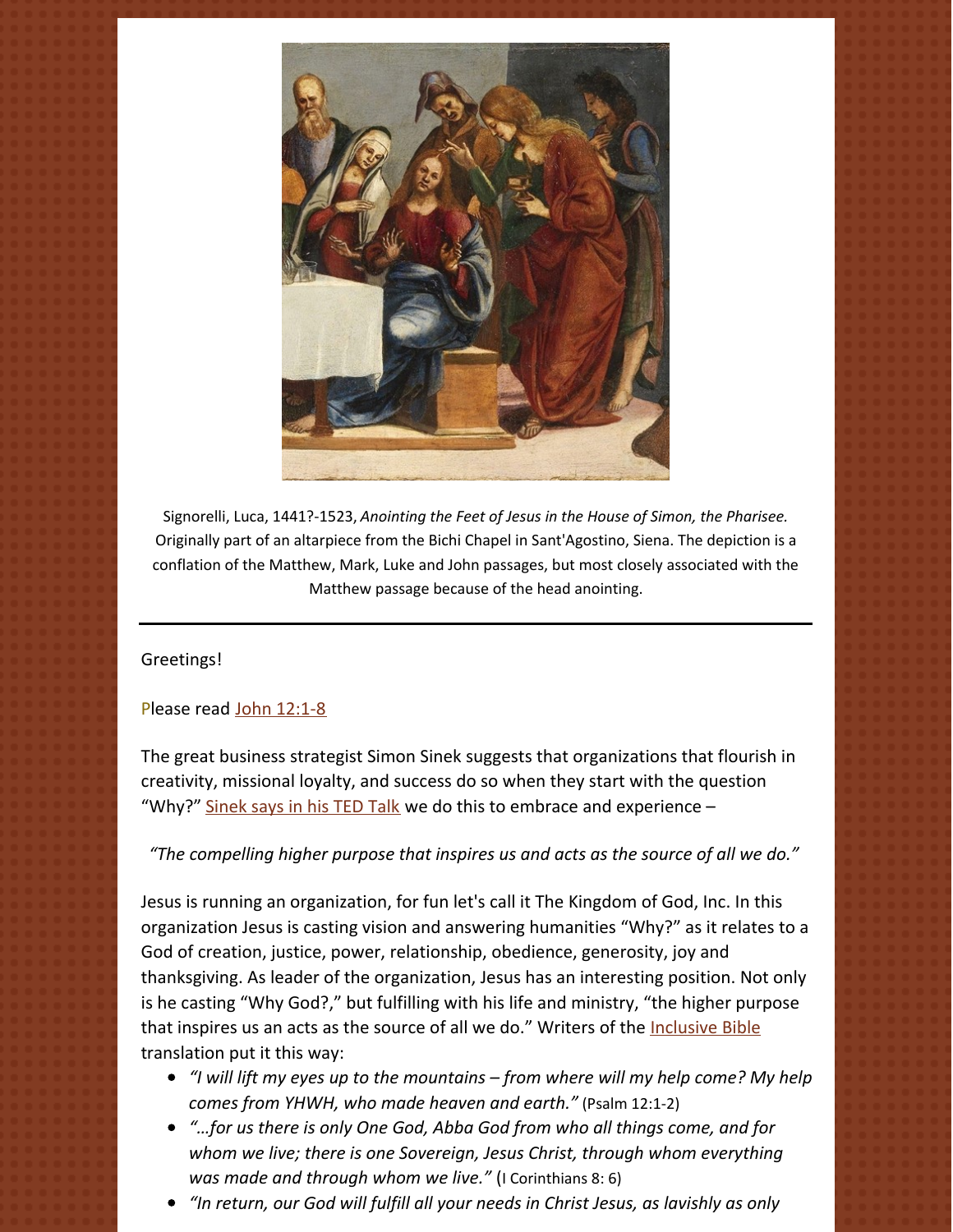Signorelli, Luca, 1441?-1523, *Anointing the Feet of Jesus in the House of Simon, the Pharisee.* Originally part of an altarpiece from the Bichi Chapel in Sant'Agostino, Siena. The depiction is a conflation of the Matthew, Mark, Luke and John passages, but most closely associated with the Matthew passage because of the head anointing.

---

Greetings!

Please read John 12:1-8

The great business strategist Simon Sinek suggests that organizations that flourish in creativity, missional loyalty, and success do so when they start with the question "Why?" Sinek says in his TED Talk we do this to embrace and experience –

*"The compelling higher purpose that inspires us and acts as the source of all we do."*

Jesus is running an organization, for fun let's call it The Kingdom of God, Inc. In this organization Jesus is casting vision and answering humanities "Why?" as it relates to a God of creation, justice, power, relationship, obedience, generosity, joy and thanksgiving. As leader of the organization, Jesus has an interesting position. Not only is he casting "Why God?," but fulfilling with his life and ministry, "the higher purpose that inspires us an acts as the source of all we do." Writers of the Inclusive Bible translation put it this way:

- *"I will lift my eyes up to the mountains – from where will my help come? My help comes from YHWH, who made heaven and earth."* (Psalm 12:1-2)
- *"…for us there is only One God, Abba God from who all things come, and for whom we live; there is one Sovereign, Jesus Christ, through whom everything was made and through whom we live."* (I Corinthians 8: 6)
- *"In return, our God will fulfill all your needs in Christ Jesus, as lavishly as only*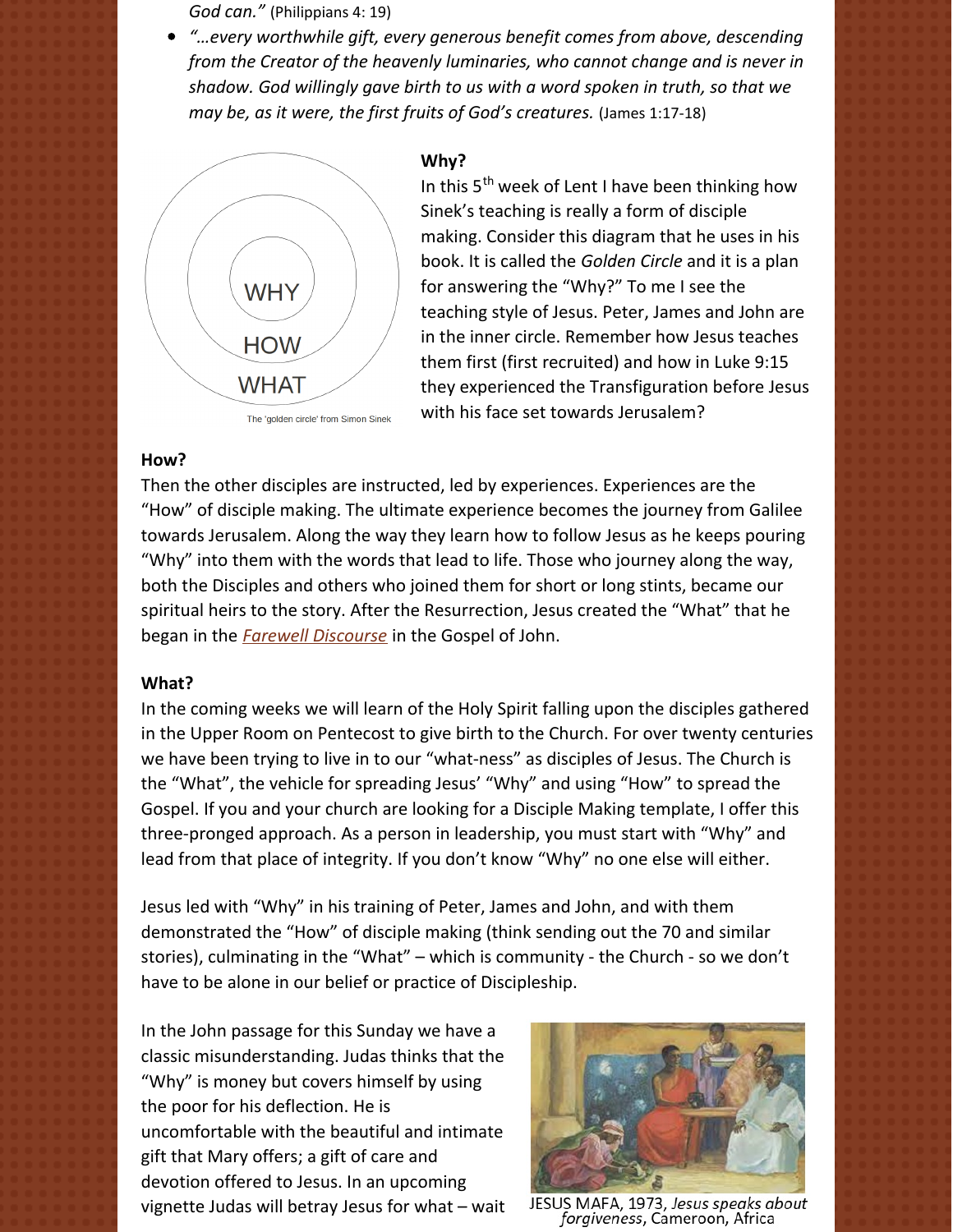*God can."* (Philippians 4: 19)

- *"…every worthwhile gift, every generous benefit comes from above, descending from the Creator of the heavenly luminaries, who cannot change and is never in shadow. God willingly gave birth to us with a word spoken in truth, so that we may be, as it were, the first fruits of God's creatures.* (James 1:17-18)

The 'golden circle' from Simon Sinek

**Why?**

In this 5th week of Lent I have been thinking how Sinek's teaching is really a form of disciple making. Consider this diagram that he uses in his book. It is called the *Golden Circle* and it is a plan for answering the "Why?" To me I see the teaching style of Jesus. Peter, James and John are in the inner circle. Remember how Jesus teaches them first (first recruited) and how in Luke 9:15 they experienced the Transfiguration before Jesus with his face set towards Jerusalem?

**How?**

Then the other disciples are instructed, led by experiences. Experiences are the "How" of disciple making. The ultimate experience becomes the journey from Galilee towards Jerusalem. Along the way they learn how to follow Jesus as he keeps pouring "Why" into them with the words that lead to life. Those who journey along the way, both the Disciples and others who joined them for short or long stints, became our spiritual heirs to the story. After the Resurrection, Jesus created the "What" that he began in the *Farewell Discourse* in the Gospel of John.

**What?**

In the coming weeks we will learn of the Holy Spirit falling upon the disciples gathered in the Upper Room on Pentecost to give birth to the Church. For over twenty centuries we have been trying to live in to our "what-ness" as disciples of Jesus. The Church is the "What", the vehicle for spreading Jesus' "Why" and using "How" to spread the Gospel. If you and your church are looking for a Disciple Making template, I offer this three-pronged approach. As a person in leadership, you must start with "Why" and lead from that place of integrity. If you don't know "Why" no one else will either.

Jesus led with "Why" in his training of Peter, James and John, and with them demonstrated the "How" of disciple making (think sending out the 70 and similar stories), culminating in the "What" – which is community - the Church - so we don't have to be alone in our belief or practice of Discipleship.

In the John passage for this Sunday we have a classic misunderstanding. Judas thinks that the "Why" is money but covers himself by using the poor for his deflection. He is uncomfortable with the beautiful and intimate gift that Mary offers; a gift of care and devotion offered to Jesus. In an upcoming vignette Judas will betray Jesus for what – wait

JESUS MAFA, 1973, *Jesus speaks about forgiveness*, Cameroon, Africa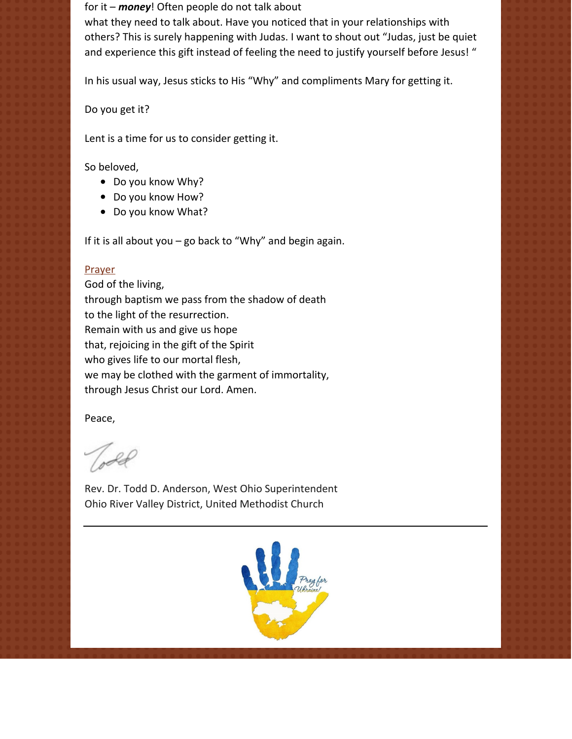for it – ***money***! Often people do not talk about what they need to talk about. Have you noticed that in your relationships with others? This is surely happening with Judas. I want to shout out "Judas, just be quiet and experience this gift instead of feeling the need to justify yourself before Jesus! "

In his usual way, Jesus sticks to His "Why" and compliments Mary for getting it.

Do you get it?

Lent is a time for us to consider getting it.

So beloved,

- Do you know Why?
- Do you know How?
- Do you know What?

If it is all about you – go back to "Why" and begin again.

Prayer

God of the living,
through baptism we pass from the shadow of death
to the light of the resurrection.
Remain with us and give us hope
that, rejoicing in the gift of the Spirit
who gives life to our mortal flesh,
we may be clothed with the garment of immortality,
through Jesus Christ our Lord. Amen.

Peace,

Todd

Rev. Dr. Todd D. Anderson, West Ohio Superintendent
Ohio River Valley District, United Methodist Church

---

Pray for Ukraine!